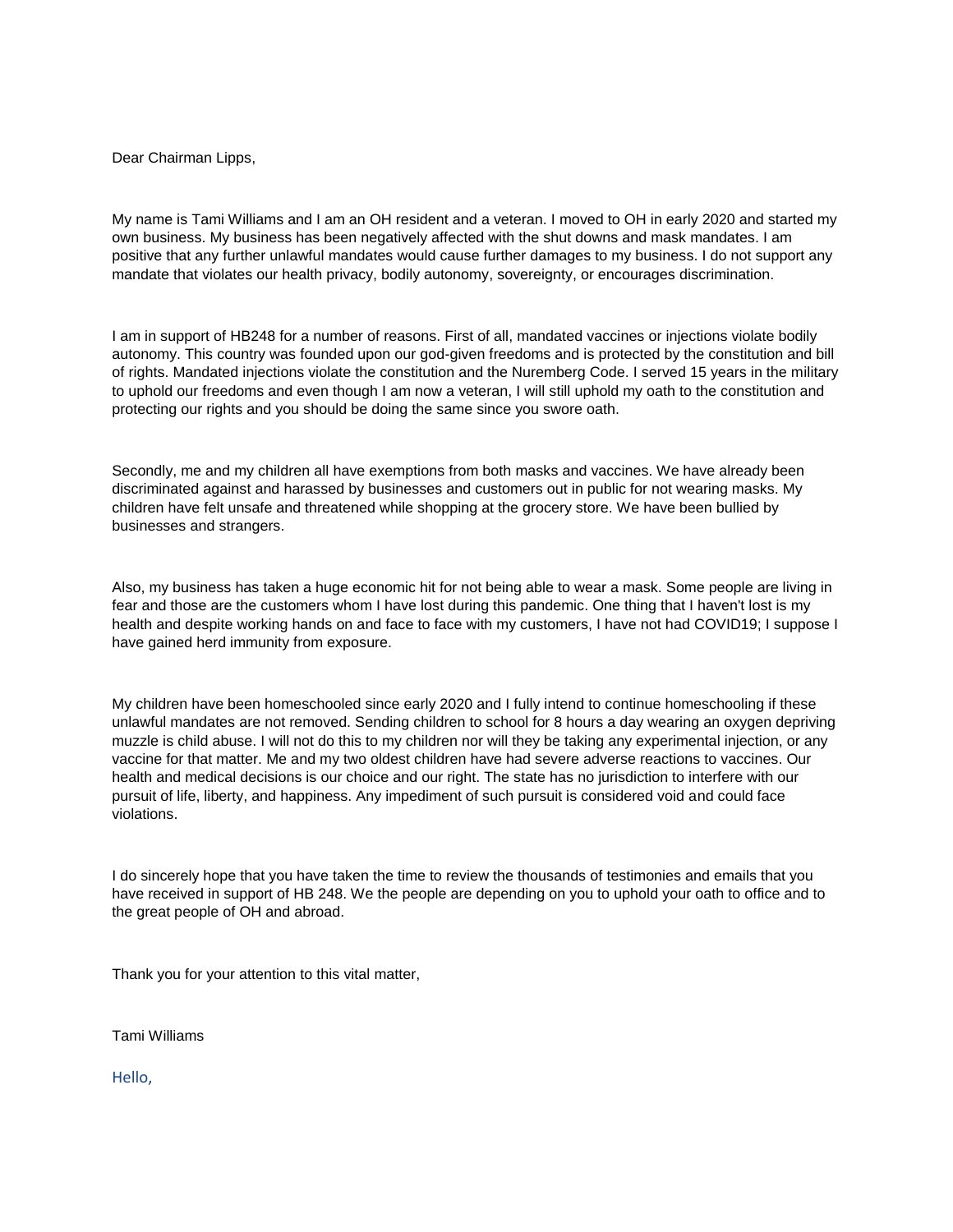Dear Chairman Lipps,

My name is Tami Williams and I am an OH resident and a veteran. I moved to OH in early 2020 and started my own business. My business has been negatively affected with the shut downs and mask mandates. I am positive that any further unlawful mandates would cause further damages to my business. I do not support any mandate that violates our health privacy, bodily autonomy, sovereignty, or encourages discrimination.

I am in support of HB248 for a number of reasons. First of all, mandated vaccines or injections violate bodily autonomy. This country was founded upon our god-given freedoms and is protected by the constitution and bill of rights. Mandated injections violate the constitution and the Nuremberg Code. I served 15 years in the military to uphold our freedoms and even though I am now a veteran, I will still uphold my oath to the constitution and protecting our rights and you should be doing the same since you swore oath.

Secondly, me and my children all have exemptions from both masks and vaccines. We have already been discriminated against and harassed by businesses and customers out in public for not wearing masks. My children have felt unsafe and threatened while shopping at the grocery store. We have been bullied by businesses and strangers.

Also, my business has taken a huge economic hit for not being able to wear a mask. Some people are living in fear and those are the customers whom I have lost during this pandemic. One thing that I haven't lost is my health and despite working hands on and face to face with my customers, I have not had COVID19; I suppose I have gained herd immunity from exposure.

My children have been homeschooled since early 2020 and I fully intend to continue homeschooling if these unlawful mandates are not removed. Sending children to school for 8 hours a day wearing an oxygen depriving muzzle is child abuse. I will not do this to my children nor will they be taking any experimental injection, or any vaccine for that matter. Me and my two oldest children have had severe adverse reactions to vaccines. Our health and medical decisions is our choice and our right. The state has no jurisdiction to interfere with our pursuit of life, liberty, and happiness. Any impediment of such pursuit is considered void and could face violations.

I do sincerely hope that you have taken the time to review the thousands of testimonies and emails that you have received in support of HB 248. We the people are depending on you to uphold your oath to office and to the great people of OH and abroad.

Thank you for your attention to this vital matter,

Tami Williams

Hello,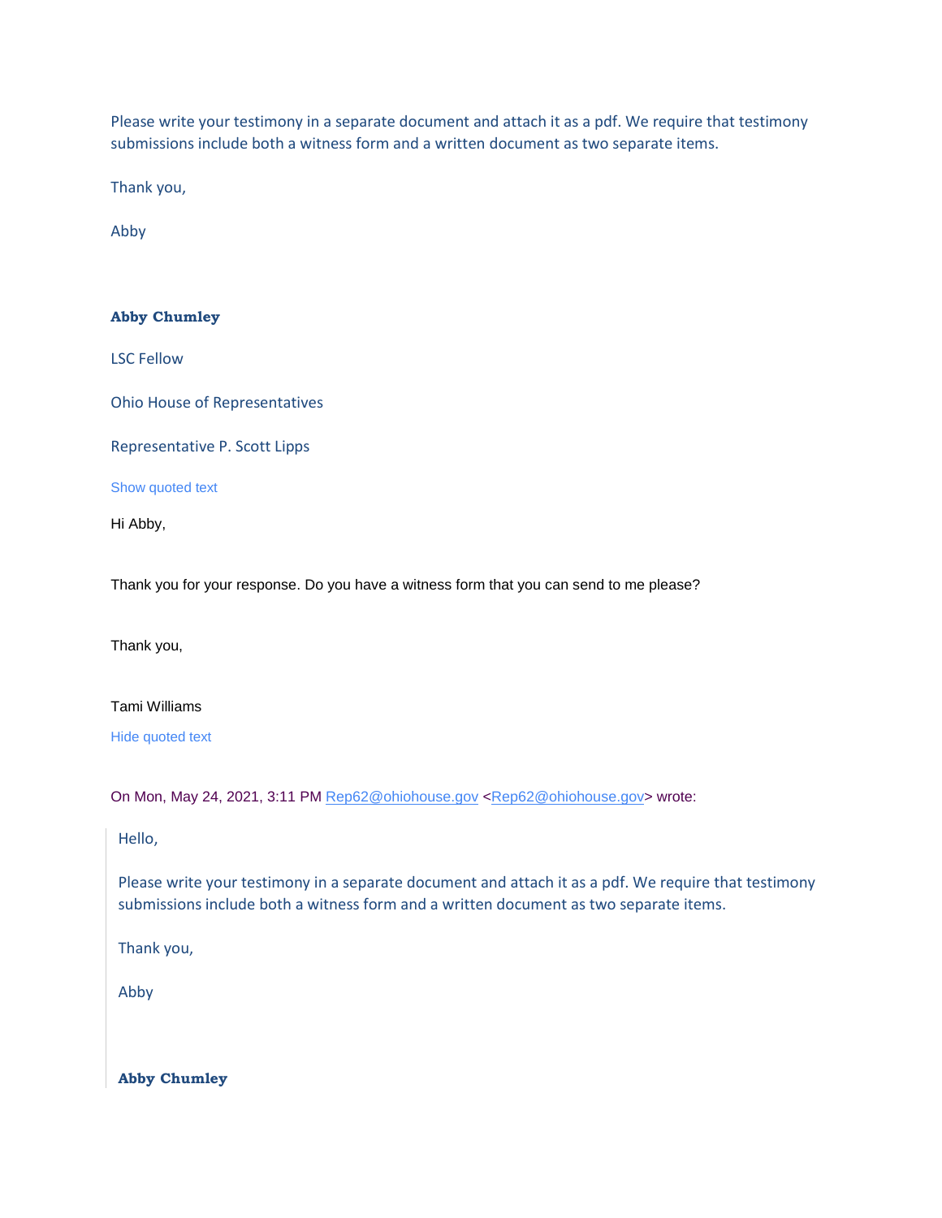Please write your testimony in a separate document and attach it as a pdf. We require that testimony submissions include both a witness form and a written document as two separate items.

Thank you,

Abby

**Abby Chumley**

LSC Fellow

Ohio House of Representatives

Representative P. Scott Lipps

Show quoted text

Hi Abby,

Thank you for your response. Do you have a witness form that you can send to me please?

Thank you,

Tami Williams

Hide quoted text

On Mon, May 24, 2021, 3:11 PM Rep62@ohiohouse.gov <Rep62@ohiohouse.gov> wrote:

> Hello,
>
> Please write your testimony in a separate document and attach it as a pdf. We require that testimony submissions include both a witness form and a written document as two separate items.
>
> Thank you,
>
> Abby
>
> **Abby Chumley**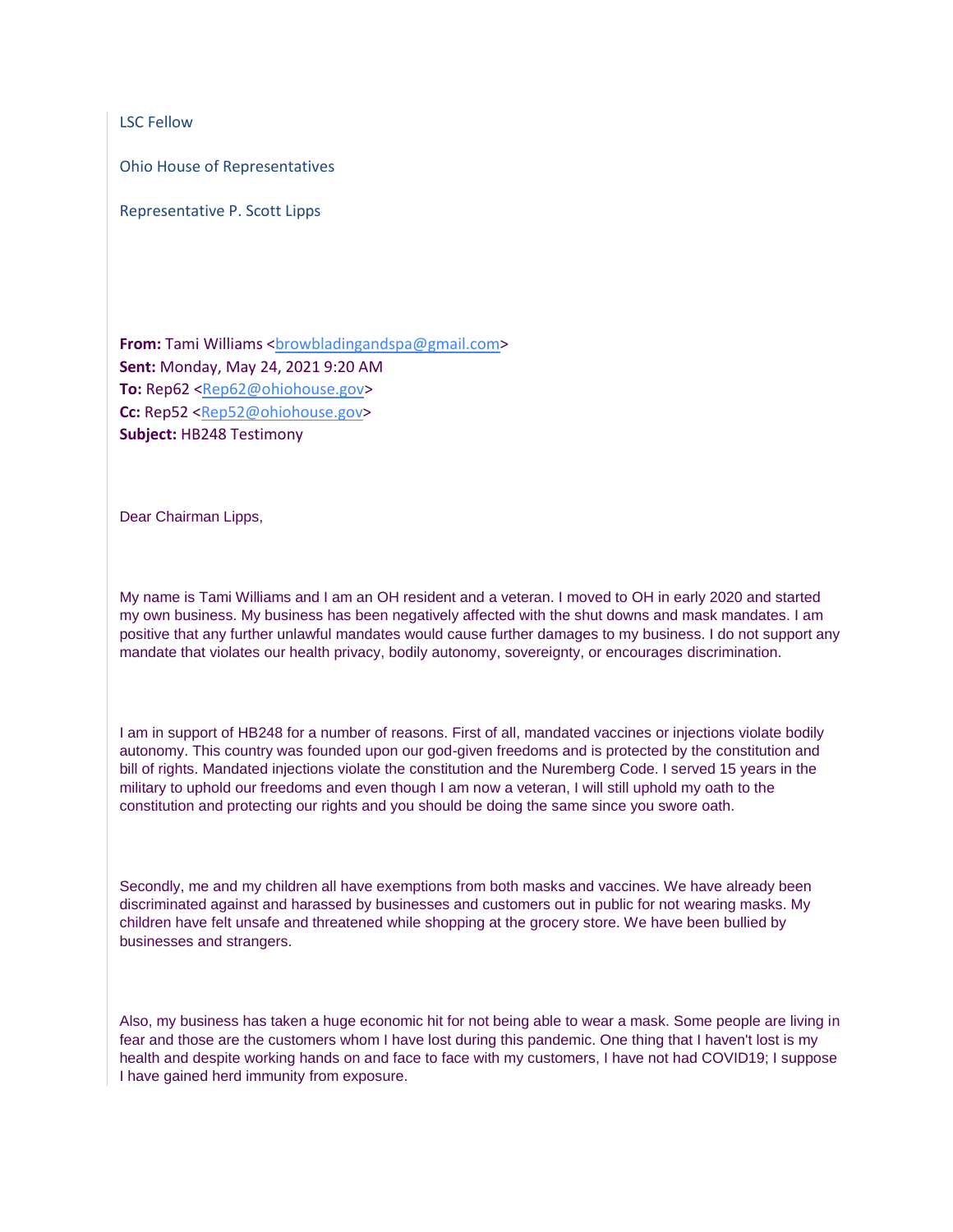LSC Fellow

Ohio House of Representatives

Representative P. Scott Lipps

**From:** Tami Williams <browbladingandspa@gmail.com>
**Sent:** Monday, May 24, 2021 9:20 AM
**To:** Rep62 <Rep62@ohiohouse.gov>
**Cc:** Rep52 <Rep52@ohiohouse.gov>
**Subject:** HB248 Testimony

Dear Chairman Lipps,

My name is Tami Williams and I am an OH resident and a veteran. I moved to OH in early 2020 and started my own business. My business has been negatively affected with the shut downs and mask mandates. I am positive that any further unlawful mandates would cause further damages to my business. I do not support any mandate that violates our health privacy, bodily autonomy, sovereignty, or encourages discrimination.

I am in support of HB248 for a number of reasons. First of all, mandated vaccines or injections violate bodily autonomy. This country was founded upon our god-given freedoms and is protected by the constitution and bill of rights. Mandated injections violate the constitution and the Nuremberg Code. I served 15 years in the military to uphold our freedoms and even though I am now a veteran, I will still uphold my oath to the constitution and protecting our rights and you should be doing the same since you swore oath.

Secondly, me and my children all have exemptions from both masks and vaccines. We have already been discriminated against and harassed by businesses and customers out in public for not wearing masks. My children have felt unsafe and threatened while shopping at the grocery store. We have been bullied by businesses and strangers.

Also, my business has taken a huge economic hit for not being able to wear a mask. Some people are living in fear and those are the customers whom I have lost during this pandemic. One thing that I haven't lost is my health and despite working hands on and face to face with my customers, I have not had COVID19; I suppose I have gained herd immunity from exposure.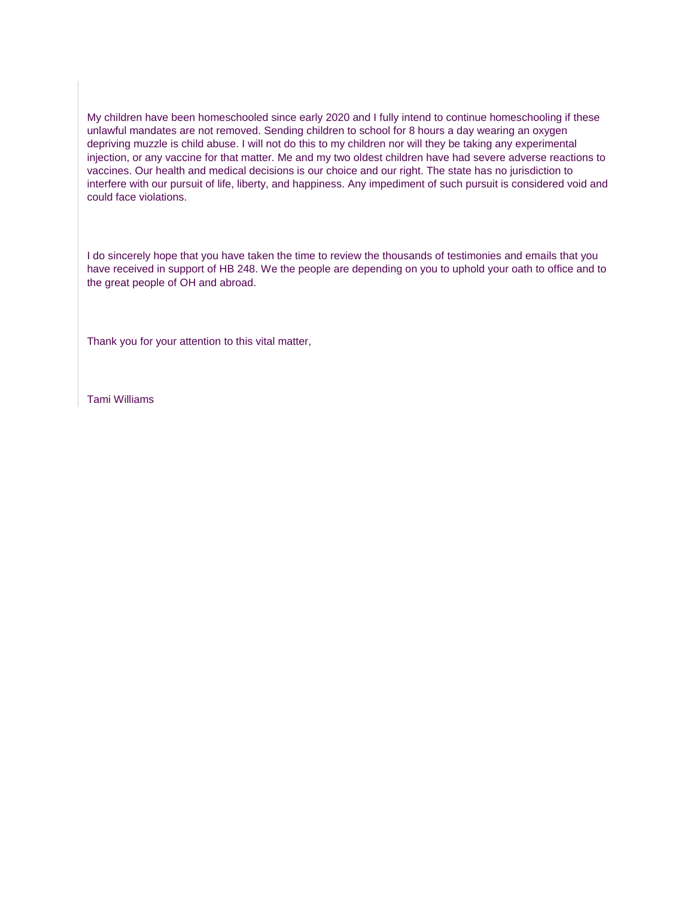My children have been homeschooled since early 2020 and I fully intend to continue homeschooling if these unlawful mandates are not removed. Sending children to school for 8 hours a day wearing an oxygen depriving muzzle is child abuse. I will not do this to my children nor will they be taking any experimental injection, or any vaccine for that matter. Me and my two oldest children have had severe adverse reactions to vaccines. Our health and medical decisions is our choice and our right. The state has no jurisdiction to interfere with our pursuit of life, liberty, and happiness. Any impediment of such pursuit is considered void and could face violations.

I do sincerely hope that you have taken the time to review the thousands of testimonies and emails that you have received in support of HB 248. We the people are depending on you to uphold your oath to office and to the great people of OH and abroad.

Thank you for your attention to this vital matter,

Tami Williams